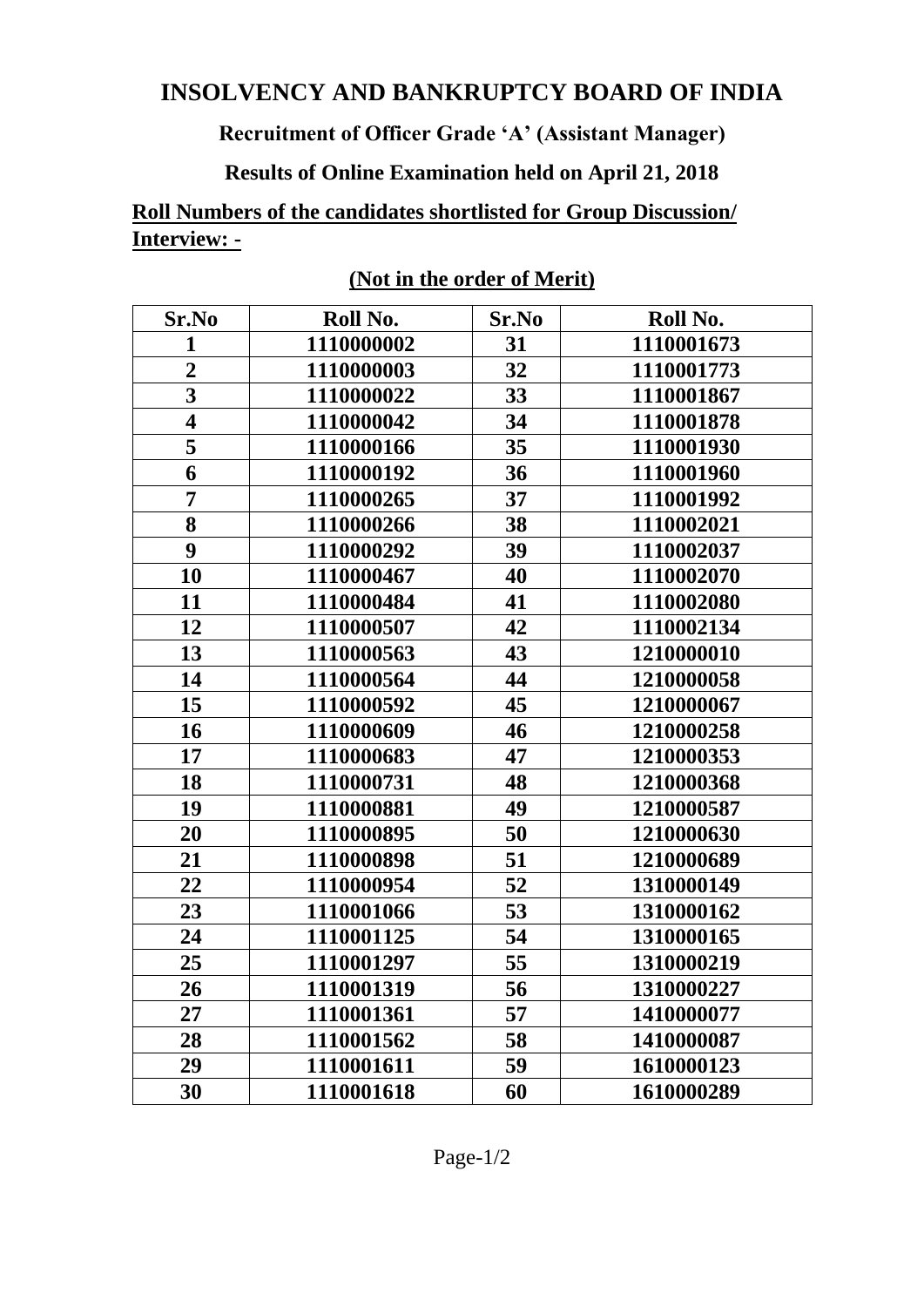# INSOLVENCY AND BANKRUPTCY BOARD OF INDIA

## Recruitment of Officer Grade 'A' (Assistant Manager)

## Results of Online Examination held on April 21, 2018

**Roll Numbers of the candidates shortlisted for Group Discussion/ Interview: -**

**(Not in the order of Merit)**

| Sr.No | Roll No. | Sr.No | Roll No. |
|---|---|---|---|
| 1 | 1110000002 | 31 | 1110001673 |
| 2 | 1110000003 | 32 | 1110001773 |
| 3 | 1110000022 | 33 | 1110001867 |
| 4 | 1110000042 | 34 | 1110001878 |
| 5 | 1110000166 | 35 | 1110001930 |
| 6 | 1110000192 | 36 | 1110001960 |
| 7 | 1110000265 | 37 | 1110001992 |
| 8 | 1110000266 | 38 | 1110002021 |
| 9 | 1110000292 | 39 | 1110002037 |
| 10 | 1110000467 | 40 | 1110002070 |
| 11 | 1110000484 | 41 | 1110002080 |
| 12 | 1110000507 | 42 | 1110002134 |
| 13 | 1110000563 | 43 | 1210000010 |
| 14 | 1110000564 | 44 | 1210000058 |
| 15 | 1110000592 | 45 | 1210000067 |
| 16 | 1110000609 | 46 | 1210000258 |
| 17 | 1110000683 | 47 | 1210000353 |
| 18 | 1110000731 | 48 | 1210000368 |
| 19 | 1110000881 | 49 | 1210000587 |
| 20 | 1110000895 | 50 | 1210000630 |
| 21 | 1110000898 | 51 | 1210000689 |
| 22 | 1110000954 | 52 | 1310000149 |
| 23 | 1110001066 | 53 | 1310000162 |
| 24 | 1110001125 | 54 | 1310000165 |
| 25 | 1110001297 | 55 | 1310000219 |
| 26 | 1110001319 | 56 | 1310000227 |
| 27 | 1110001361 | 57 | 1410000077 |
| 28 | 1110001562 | 58 | 1410000087 |
| 29 | 1110001611 | 59 | 1610000123 |
| 30 | 1110001618 | 60 | 1610000289 |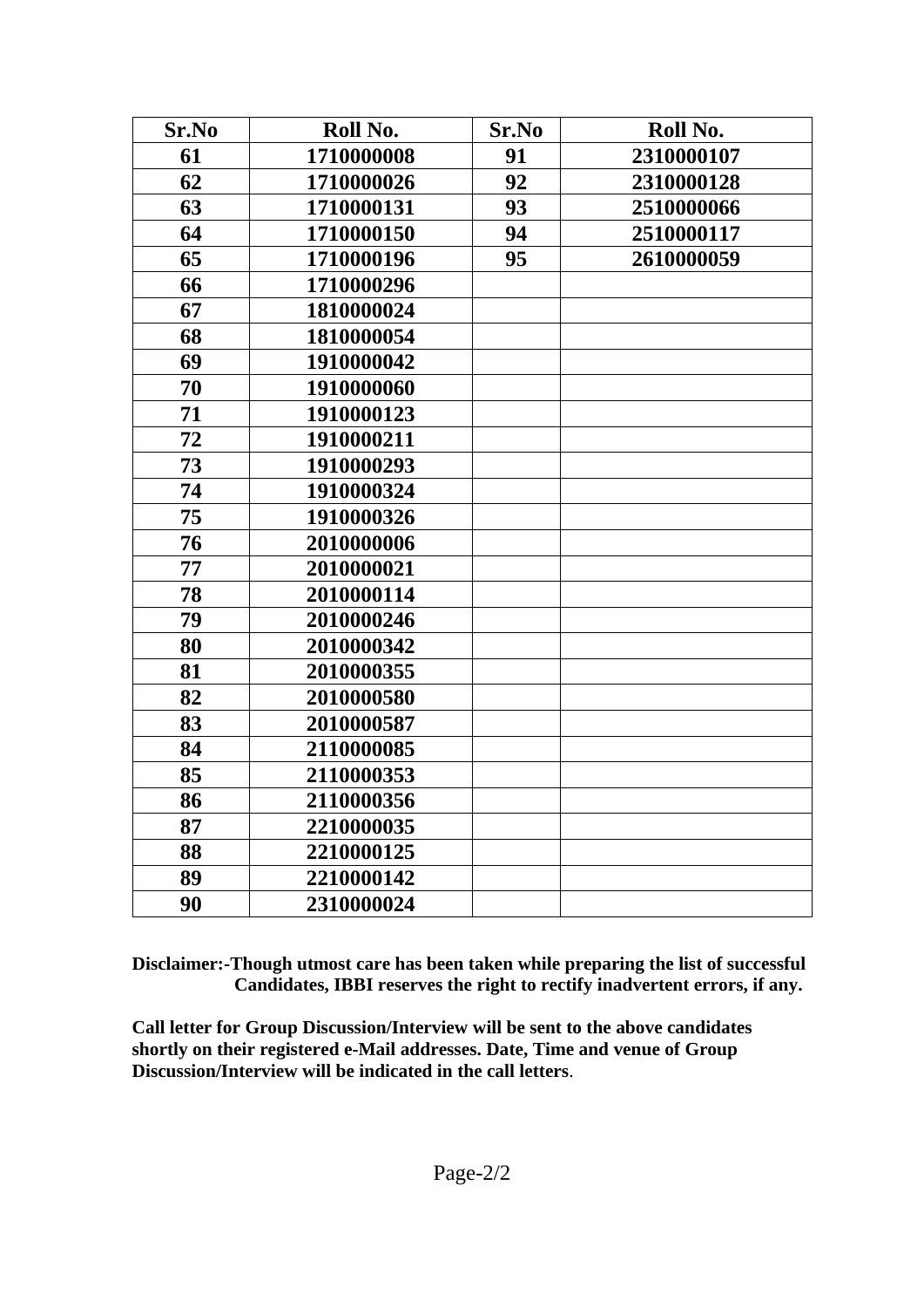| Sr.No | Roll No. | Sr.No | Roll No. |
|---|---|---|---|
| 61 | 1710000008 | 91 | 2310000107 |
| 62 | 1710000026 | 92 | 2310000128 |
| 63 | 1710000131 | 93 | 2510000066 |
| 64 | 1710000150 | 94 | 2510000117 |
| 65 | 1710000196 | 95 | 2610000059 |
| 66 | 1710000296 | | |
| 67 | 1810000024 | | |
| 68 | 1810000054 | | |
| 69 | 1910000042 | | |
| 70 | 1910000060 | | |
| 71 | 1910000123 | | |
| 72 | 1910000211 | | |
| 73 | 1910000293 | | |
| 74 | 1910000324 | | |
| 75 | 1910000326 | | |
| 76 | 2010000006 | | |
| 77 | 2010000021 | | |
| 78 | 2010000114 | | |
| 79 | 2010000246 | | |
| 80 | 2010000342 | | |
| 81 | 2010000355 | | |
| 82 | 2010000580 | | |
| 83 | 2010000587 | | |
| 84 | 2110000085 | | |
| 85 | 2110000353 | | |
| 86 | 2110000356 | | |
| 87 | 2210000035 | | |
| 88 | 2210000125 | | |
| 89 | 2210000142 | | |
| 90 | 2310000024 | | |

**Disclaimer:-Though utmost care has been taken while preparing the list of successful Candidates, IBBI reserves the right to rectify inadvertent errors, if any.**

**Call letter for Group Discussion/Interview will be sent to the above candidates shortly on their registered e-Mail addresses. Date, Time and venue of Group Discussion/Interview will be indicated in the call letters**.